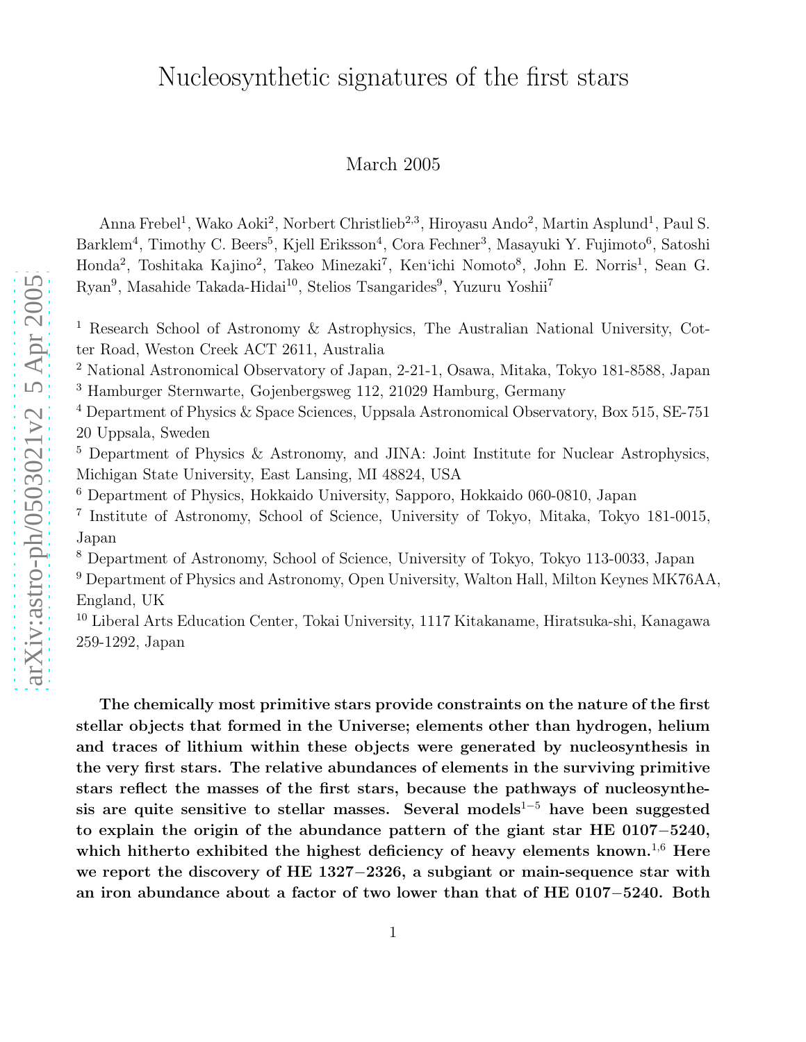# Nucleosynthetic signatures of the first stars

March 2005

Anna Frebel[1], Wako Aoki[2], Norbert Christlieb[2,3], Hiroyasu Ando[2], Martin Asplund[1], Paul S. Barklem[4], Timothy C. Beers[5], Kjell Eriksson[4], Cora Fechner[3], Masayuki Y. Fujimoto[6], Satoshi Honda[2], Toshitaka Kajino[2], Takeo Minezaki[7], Ken'ichi Nomoto[8], John E. Norris[1], Sean G. Ryan[9], Masahide Takada-Hidai[10], Stelios Tsangarides[9], Yuzuru Yoshii[7]

[1] Research School of Astronomy & Astrophysics, The Australian National University, Cotter Road, Weston Creek ACT 2611, Australia

[2] National Astronomical Observatory of Japan, 2-21-1, Osawa, Mitaka, Tokyo 181-8588, Japan

[3] Hamburger Sternwarte, Gojenbergsweg 112, 21029 Hamburg, Germany

[4] Department of Physics & Space Sciences, Uppsala Astronomical Observatory, Box 515, SE-751 20 Uppsala, Sweden

[5] Department of Physics & Astronomy, and JINA: Joint Institute for Nuclear Astrophysics, Michigan State University, East Lansing, MI 48824, USA

[6] Department of Physics, Hokkaido University, Sapporo, Hokkaido 060-0810, Japan

[7] Institute of Astronomy, School of Science, University of Tokyo, Mitaka, Tokyo 181-0015, Japan

[8] Department of Astronomy, School of Science, University of Tokyo, Tokyo 113-0033, Japan

[9] Department of Physics and Astronomy, Open University, Walton Hall, Milton Keynes MK76AA, England, UK

[10] Liberal Arts Education Center, Tokai University, 1117 Kitakaname, Hiratsuka-shi, Kanagawa 259-1292, Japan

**The chemically most primitive stars provide constraints on the nature of the first stellar objects that formed in the Universe; elements other than hydrogen, helium and traces of lithium within these objects were generated by nucleosynthesis in the very first stars. The relative abundances of elements in the surviving primitive stars reflect the masses of the first stars, because the pathways of nucleosynthesis are quite sensitive to stellar masses. Several models[1−5] have been suggested to explain the origin of the abundance pattern of the giant star HE 0107−5240, which hitherto exhibited the highest deficiency of heavy elements known.[1,6] Here we report the discovery of HE 1327−2326, a subgiant or main-sequence star with an iron abundance about a factor of two lower than that of HE 0107−5240. Both**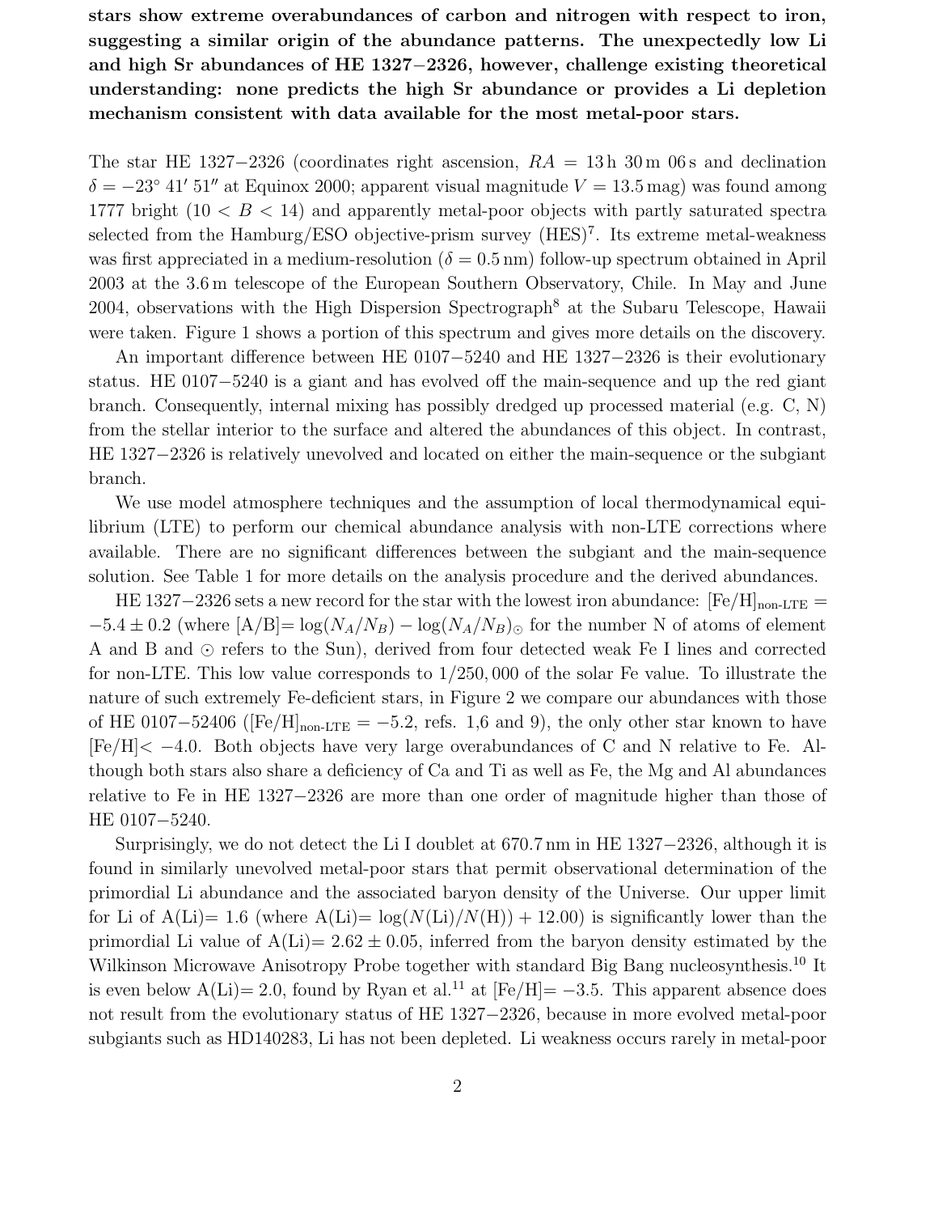**stars show extreme overabundances of carbon and nitrogen with respect to iron, suggesting a similar origin of the abundance patterns. The unexpectedly low Li and high Sr abundances of HE 1327−2326, however, challenge existing theoretical understanding: none predicts the high Sr abundance or provides a Li depletion mechanism consistent with data available for the most metal-poor stars.**

The star HE 1327−2326 (coordinates right ascension, $RA$ = 13 h 30 m 06 s and declination $\delta = -23^{\circ}\,41'\,51''$ at Equinox 2000; apparent visual magnitude $V = 13.5$ mag) was found among 1777 bright ($10 < B < 14$) and apparently metal-poor objects with partly saturated spectra selected from the Hamburg/ESO objective-prism survey (HES)[7]. Its extreme metal-weakness was first appreciated in a medium-resolution ($\delta = 0.5$ nm) follow-up spectrum obtained in April 2003 at the 3.6 m telescope of the European Southern Observatory, Chile. In May and June 2004, observations with the High Dispersion Spectrograph[8] at the Subaru Telescope, Hawaii were taken. Figure 1 shows a portion of this spectrum and gives more details on the discovery.

An important difference between HE 0107−5240 and HE 1327−2326 is their evolutionary status. HE 0107−5240 is a giant and has evolved off the main-sequence and up the red giant branch. Consequently, internal mixing has possibly dredged up processed material (e.g. C, N) from the stellar interior to the surface and altered the abundances of this object. In contrast, HE 1327−2326 is relatively unevolved and located on either the main-sequence or the subgiant branch.

We use model atmosphere techniques and the assumption of local thermodynamical equilibrium (LTE) to perform our chemical abundance analysis with non-LTE corrections where available. There are no significant differences between the subgiant and the main-sequence solution. See Table 1 for more details on the analysis procedure and the derived abundances.

HE 1327−2326 sets a new record for the star with the lowest iron abundance: $[\mathrm{Fe/H}]_{\text{non-LTE}} = -5.4 \pm 0.2$ (where $[\mathrm{A/B}] = \log(N_A/N_B) - \log(N_A/N_B)_{\odot}$ for the number N of atoms of element A and B and $\odot$ refers to the Sun), derived from four detected weak Fe I lines and corrected for non-LTE. This low value corresponds to 1/250,000 of the solar Fe value. To illustrate the nature of such extremely Fe-deficient stars, in Figure 2 we compare our abundances with those of HE 0107−52406 ($[\mathrm{Fe/H}]_{\text{non-LTE}} = -5.2$, refs. 1,6 and 9), the only other star known to have $[\mathrm{Fe/H}] < -4.0$. Both objects have very large overabundances of C and N relative to Fe. Although both stars also share a deficiency of Ca and Ti as well as Fe, the Mg and Al abundances relative to Fe in HE 1327−2326 are more than one order of magnitude higher than those of HE 0107−5240.

Surprisingly, we do not detect the Li I doublet at 670.7 nm in HE 1327−2326, although it is found in similarly unevolved metal-poor stars that permit observational determination of the primordial Li abundance and the associated baryon density of the Universe. Our upper limit for Li of A(Li)= 1.6 (where $\mathrm{A(Li)} = \log(N(\mathrm{Li})/N(\mathrm{H})) + 12.00$) is significantly lower than the primordial Li value of A(Li)= $2.62 \pm 0.05$, inferred from the baryon density estimated by the Wilkinson Microwave Anisotropy Probe together with standard Big Bang nucleosynthesis.[10] It is even below A(Li)= 2.0, found by Ryan et al.[11] at [Fe/H]= −3.5. This apparent absence does not result from the evolutionary status of HE 1327−2326, because in more evolved metal-poor subgiants such as HD140283, Li has not been depleted. Li weakness occurs rarely in metal-poor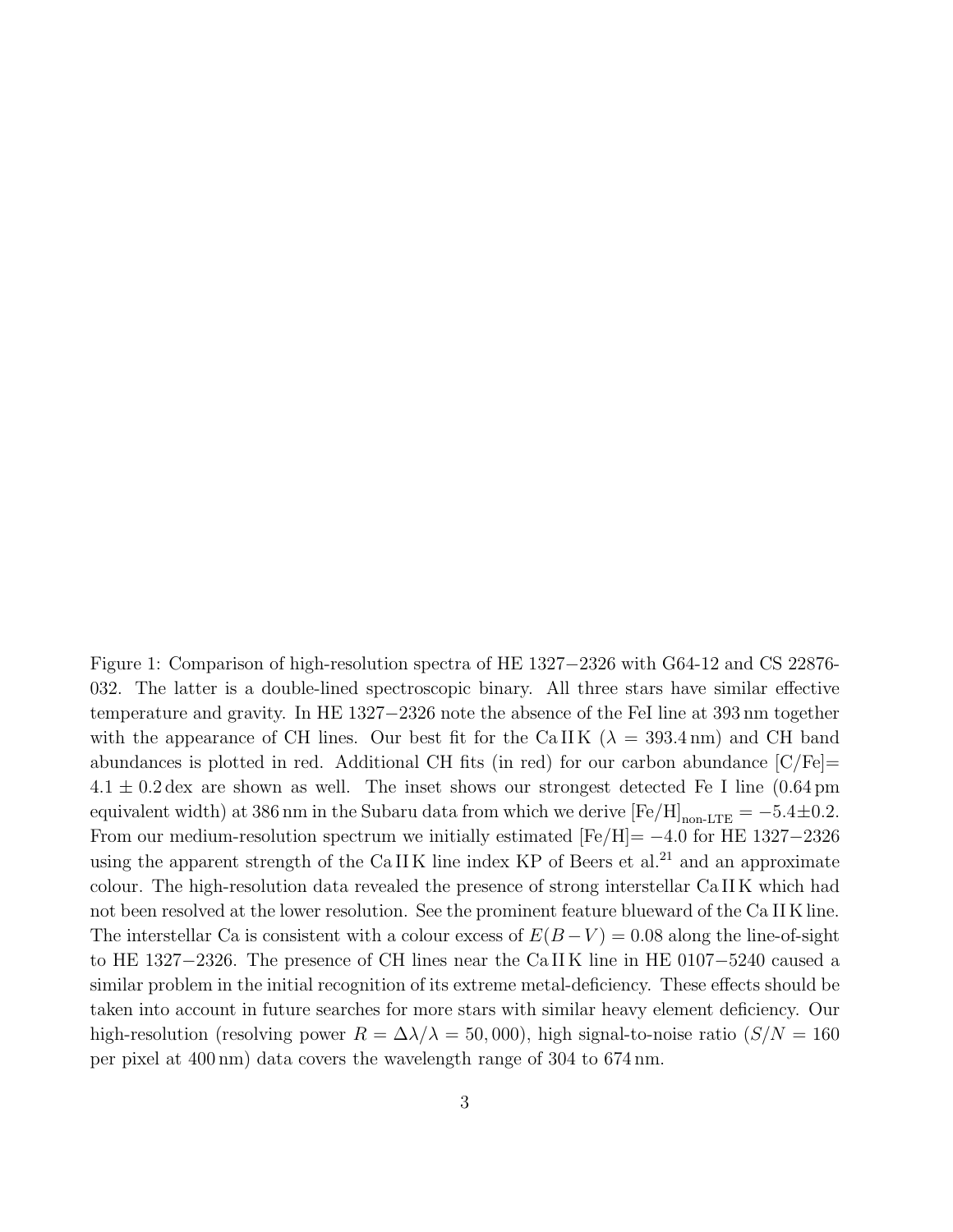Figure 1: Comparison of high-resolution spectra of HE 1327−2326 with G64-12 and CS 22876-032. The latter is a double-lined spectroscopic binary. All three stars have similar effective temperature and gravity. In HE 1327−2326 note the absence of the FeI line at 393 nm together with the appearance of CH lines. Our best fit for the Ca II K ($\lambda = 393.4$ nm) and CH band abundances is plotted in red. Additional CH fits (in red) for our carbon abundance [C/Fe]= $4.1 \pm 0.2$ dex are shown as well. The inset shows our strongest detected Fe I line (0.64 pm equivalent width) at 386 nm in the Subaru data from which we derive $[\mathrm{Fe/H}]_{\text{non-LTE}} = -5.4 \pm 0.2$. From our medium-resolution spectrum we initially estimated [Fe/H]= −4.0 for HE 1327−2326 using the apparent strength of the Ca II K line index KP of Beers et al.[21] and an approximate colour. The high-resolution data revealed the presence of strong interstellar Ca II K which had not been resolved at the lower resolution. See the prominent feature blueward of the Ca II K line. The interstellar Ca is consistent with a colour excess of $E(B-V) = 0.08$ along the line-of-sight to HE 1327−2326. The presence of CH lines near the Ca II K line in HE 0107−5240 caused a similar problem in the initial recognition of its extreme metal-deficiency. These effects should be taken into account in future searches for more stars with similar heavy element deficiency. Our high-resolution (resolving power $R = \Delta\lambda/\lambda = 50,000$), high signal-to-noise ratio ($S/N = 160$ per pixel at 400 nm) data covers the wavelength range of 304 to 674 nm.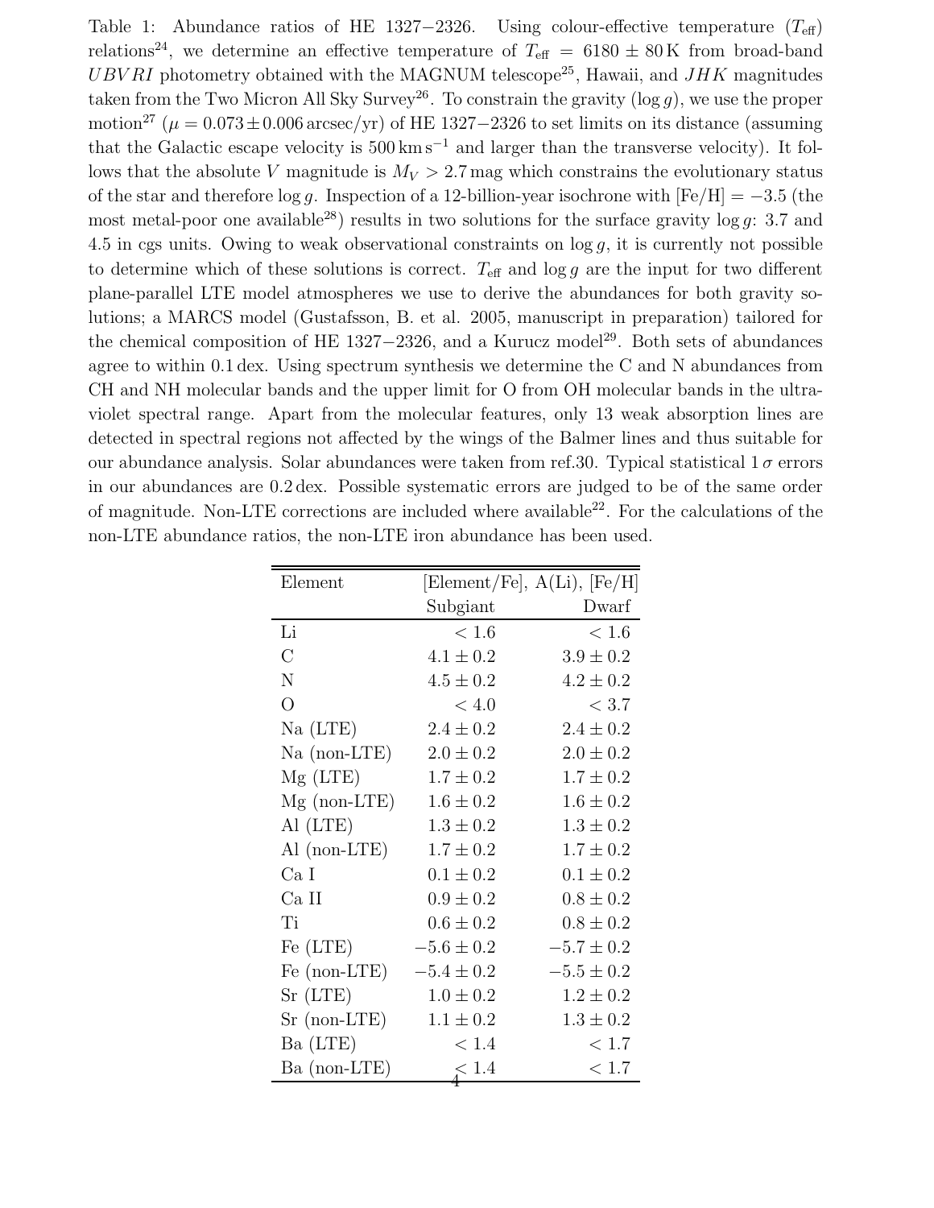Table 1: Abundance ratios of HE 1327−2326. Using colour-effective temperature ($T_{\rm eff}$) relations[24], we determine an effective temperature of $T_{\rm eff} = 6180 \pm 80\,{\rm K}$ from broad-band $UBVRI$ photometry obtained with the MAGNUM telescope[25], Hawaii, and $JHK$ magnitudes taken from the Two Micron All Sky Survey[26]. To constrain the gravity ($\log g$), we use the proper motion[27] ($\mu = 0.073 \pm 0.006$ arcsec/yr) of HE 1327−2326 to set limits on its distance (assuming that the Galactic escape velocity is $500\,{\rm km\,s^{-1}}$ and larger than the transverse velocity). It follows that the absolute $V$ magnitude is $M_V > 2.7$ mag which constrains the evolutionary status of the star and therefore $\log g$. Inspection of a 12-billion-year isochrone with $[{\rm Fe/H}] = -3.5$ (the most metal-poor one available[28]) results in two solutions for the surface gravity $\log g$: 3.7 and 4.5 in cgs units. Owing to weak observational constraints on $\log g$, it is currently not possible to determine which of these solutions is correct. $T_{\rm eff}$ and $\log g$ are the input for two different plane-parallel LTE model atmospheres we use to derive the abundances for both gravity solutions; a MARCS model (Gustafsson, B. et al. 2005, manuscript in preparation) tailored for the chemical composition of HE 1327−2326, and a Kurucz model[29]. Both sets of abundances agree to within 0.1 dex. Using spectrum synthesis we determine the C and N abundances from CH and NH molecular bands and the upper limit for O from OH molecular bands in the ultraviolet spectral range. Apart from the molecular features, only 13 weak absorption lines are detected in spectral regions not affected by the wings of the Balmer lines and thus suitable for our abundance analysis. Solar abundances were taken from ref.30. Typical statistical $1\,\sigma$ errors in our abundances are 0.2 dex. Possible systematic errors are judged to be of the same order of magnitude. Non-LTE corrections are included where available[22]. For the calculations of the non-LTE abundance ratios, the non-LTE iron abundance has been used.

| Element | [Element/Fe], A(Li), [Fe/H] | |
|---|---|---|
| | Subgiant | Dwarf |
| Li | $< 1.6$ | $< 1.6$ |
| C | $4.1 \pm 0.2$ | $3.9 \pm 0.2$ |
| N | $4.5 \pm 0.2$ | $4.2 \pm 0.2$ |
| O | $< 4.0$ | $< 3.7$ |
| Na (LTE) | $2.4 \pm 0.2$ | $2.4 \pm 0.2$ |
| Na (non-LTE) | $2.0 \pm 0.2$ | $2.0 \pm 0.2$ |
| Mg (LTE) | $1.7 \pm 0.2$ | $1.7 \pm 0.2$ |
| Mg (non-LTE) | $1.6 \pm 0.2$ | $1.6 \pm 0.2$ |
| Al (LTE) | $1.3 \pm 0.2$ | $1.3 \pm 0.2$ |
| Al (non-LTE) | $1.7 \pm 0.2$ | $1.7 \pm 0.2$ |
| Ca I | $0.1 \pm 0.2$ | $0.1 \pm 0.2$ |
| Ca II | $0.9 \pm 0.2$ | $0.8 \pm 0.2$ |
| Ti | $0.6 \pm 0.2$ | $0.8 \pm 0.2$ |
| Fe (LTE) | $-5.6 \pm 0.2$ | $-5.7 \pm 0.2$ |
| Fe (non-LTE) | $-5.4 \pm 0.2$ | $-5.5 \pm 0.2$ |
| Sr (LTE) | $1.0 \pm 0.2$ | $1.2 \pm 0.2$ |
| Sr (non-LTE) | $1.1 \pm 0.2$ | $1.3 \pm 0.2$ |
| Ba (LTE) | $< 1.4$ | $< 1.7$ |
| Ba (non-LTE) | $< 1.4$ | $< 1.7$ |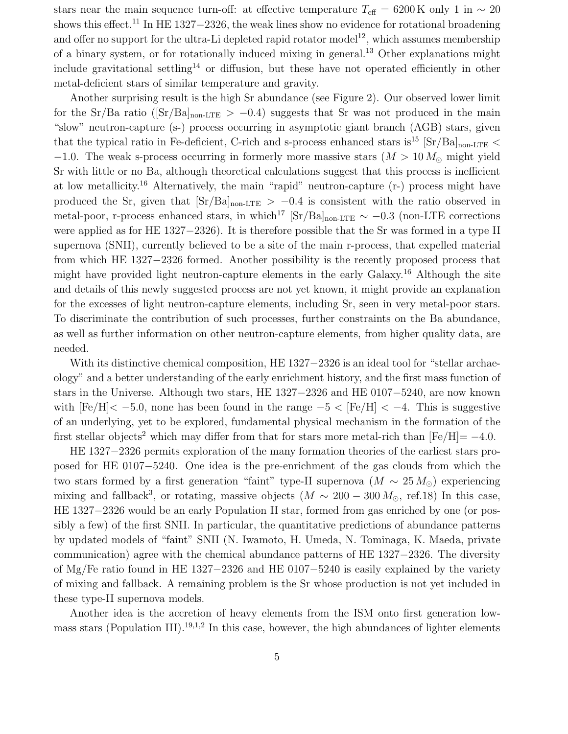stars near the main sequence turn-off: at effective temperature $T_{\rm eff} = 6200\,{\rm K}$ only 1 in $\sim 20$ shows this effect.[11] In HE 1327−2326, the weak lines show no evidence for rotational broadening and offer no support for the ultra-Li depleted rapid rotator model[12], which assumes membership of a binary system, or for rotationally induced mixing in general.[13] Other explanations might include gravitational settling[14] or diffusion, but these have not operated efficiently in other metal-deficient stars of similar temperature and gravity.

Another surprising result is the high Sr abundance (see Figure 2). Our observed lower limit for the Sr/Ba ratio ($[{\rm Sr/Ba}]_{\rm non\text{-}LTE} > -0.4$) suggests that Sr was not produced in the main "slow" neutron-capture (s-) process occurring in asymptotic giant branch (AGB) stars, given that the typical ratio in Fe-deficient, C-rich and s-process enhanced stars is[15] $[{\rm Sr/Ba}]_{\rm non\text{-}LTE} < -1.0$. The weak s-process occurring in formerly more massive stars ($M > 10\,M_{\odot}$ might yield Sr with little or no Ba, although theoretical calculations suggest that this process is inefficient at low metallicity.[16] Alternatively, the main "rapid" neutron-capture (r-) process might have produced the Sr, given that $[{\rm Sr/Ba}]_{\rm non\text{-}LTE} > -0.4$ is consistent with the ratio observed in metal-poor, r-process enhanced stars, in which[17] $[{\rm Sr/Ba}]_{\rm non\text{-}LTE} \sim -0.3$ (non-LTE corrections were applied as for HE 1327−2326). It is therefore possible that the Sr was formed in a type II supernova (SNII), currently believed to be a site of the main r-process, that expelled material from which HE 1327−2326 formed. Another possibility is the recently proposed process that might have provided light neutron-capture elements in the early Galaxy.[16] Although the site and details of this newly suggested process are not yet known, it might provide an explanation for the excesses of light neutron-capture elements, including Sr, seen in very metal-poor stars. To discriminate the contribution of such processes, further constraints on the Ba abundance, as well as further information on other neutron-capture elements, from higher quality data, are needed.

With its distinctive chemical composition, HE 1327−2326 is an ideal tool for "stellar archaeology" and a better understanding of the early enrichment history, and the first mass function of stars in the Universe. Although two stars, HE 1327−2326 and HE 0107−5240, are now known with $[{\rm Fe/H}] < -5.0$, none has been found in the range $-5 < [{\rm Fe/H}] < -4$. This is suggestive of an underlying, yet to be explored, fundamental physical mechanism in the formation of the first stellar objects[2] which may differ from that for stars more metal-rich than $[{\rm Fe/H}] = -4.0$.

HE 1327−2326 permits exploration of the many formation theories of the earliest stars proposed for HE 0107−5240. One idea is the pre-enrichment of the gas clouds from which the two stars formed by a first generation "faint" type-II supernova ($M \sim 25\,M_{\odot}$) experiencing mixing and fallback[3], or rotating, massive objects ($M \sim 200 - 300\,M_{\odot}$, ref.18) In this case, HE 1327−2326 would be an early Population II star, formed from gas enriched by one (or possibly a few) of the first SNII. In particular, the quantitative predictions of abundance patterns by updated models of "faint" SNII (N. Iwamoto, H. Umeda, N. Tominaga, K. Maeda, private communication) agree with the chemical abundance patterns of HE 1327−2326. The diversity of Mg/Fe ratio found in HE 1327−2326 and HE 0107−5240 is easily explained by the variety of mixing and fallback. A remaining problem is the Sr whose production is not yet included in these type-II supernova models.

Another idea is the accretion of heavy elements from the ISM onto first generation low-mass stars (Population III).[19,1,2] In this case, however, the high abundances of lighter elements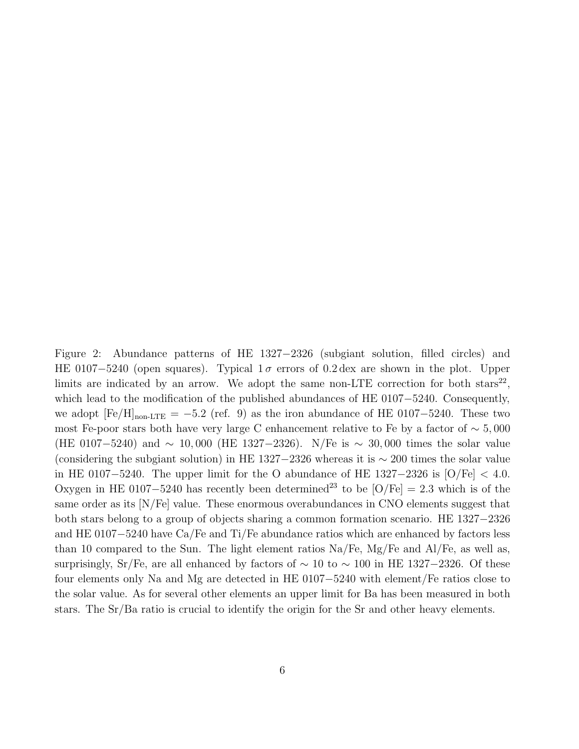Figure 2: Abundance patterns of HE 1327−2326 (subgiant solution, filled circles) and HE 0107−5240 (open squares). Typical $1\,\sigma$ errors of 0.2 dex are shown in the plot. Upper limits are indicated by an arrow. We adopt the same non-LTE correction for both stars[22], which lead to the modification of the published abundances of HE 0107−5240. Consequently, we adopt $[\mathrm{Fe/H}]_{\text{non-LTE}} = -5.2$ (ref. 9) as the iron abundance of HE 0107−5240. These two most Fe-poor stars both have very large C enhancement relative to Fe by a factor of $\sim 5,000$ (HE 0107−5240) and $\sim 10,000$ (HE 1327−2326). N/Fe is $\sim 30,000$ times the solar value (considering the subgiant solution) in HE 1327−2326 whereas it is $\sim 200$ times the solar value in HE 0107−5240. The upper limit for the O abundance of HE 1327−2326 is $[\mathrm{O/Fe}] < 4.0$. Oxygen in HE 0107−5240 has recently been determined[23] to be $[\mathrm{O/Fe}] = 2.3$ which is of the same order as its [N/Fe] value. These enormous overabundances in CNO elements suggest that both stars belong to a group of objects sharing a common formation scenario. HE 1327−2326 and HE 0107−5240 have Ca/Fe and Ti/Fe abundance ratios which are enhanced by factors less than 10 compared to the Sun. The light element ratios Na/Fe, Mg/Fe and Al/Fe, as well as, surprisingly, Sr/Fe, are all enhanced by factors of $\sim 10$ to $\sim 100$ in HE 1327−2326. Of these four elements only Na and Mg are detected in HE 0107−5240 with element/Fe ratios close to the solar value. As for several other elements an upper limit for Ba has been measured in both stars. The Sr/Ba ratio is crucial to identify the origin for the Sr and other heavy elements.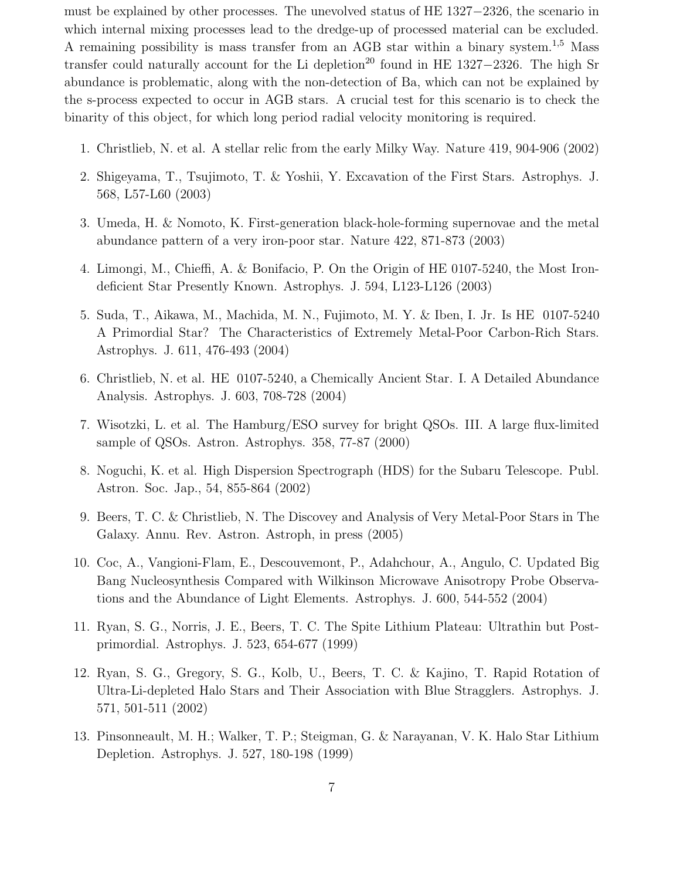must be explained by other processes. The unevolved status of HE 1327−2326, the scenario in which internal mixing processes lead to the dredge-up of processed material can be excluded. A remaining possibility is mass transfer from an AGB star within a binary system.[1,5] Mass transfer could naturally account for the Li depletion[20] found in HE 1327−2326. The high Sr abundance is problematic, along with the non-detection of Ba, which can not be explained by the s-process expected to occur in AGB stars. A crucial test for this scenario is to check the binarity of this object, for which long period radial velocity monitoring is required.

1. Christlieb, N. et al. A stellar relic from the early Milky Way. Nature 419, 904-906 (2002)

2. Shigeyama, T., Tsujimoto, T. & Yoshii, Y. Excavation of the First Stars. Astrophys. J. 568, L57-L60 (2003)

3. Umeda, H. & Nomoto, K. First-generation black-hole-forming supernovae and the metal abundance pattern of a very iron-poor star. Nature 422, 871-873 (2003)

4. Limongi, M., Chieffi, A. & Bonifacio, P. On the Origin of HE 0107-5240, the Most Iron-deficient Star Presently Known. Astrophys. J. 594, L123-L126 (2003)

5. Suda, T., Aikawa, M., Machida, M. N., Fujimoto, M. Y. & Iben, I. Jr. Is HE 0107-5240 A Primordial Star? The Characteristics of Extremely Metal-Poor Carbon-Rich Stars. Astrophys. J. 611, 476-493 (2004)

6. Christlieb, N. et al. HE 0107-5240, a Chemically Ancient Star. I. A Detailed Abundance Analysis. Astrophys. J. 603, 708-728 (2004)

7. Wisotzki, L. et al. The Hamburg/ESO survey for bright QSOs. III. A large flux-limited sample of QSOs. Astron. Astrophys. 358, 77-87 (2000)

8. Noguchi, K. et al. High Dispersion Spectrograph (HDS) for the Subaru Telescope. Publ. Astron. Soc. Jap., 54, 855-864 (2002)

9. Beers, T. C. & Christlieb, N. The Discovey and Analysis of Very Metal-Poor Stars in The Galaxy. Annu. Rev. Astron. Astroph, in press (2005)

10. Coc, A., Vangioni-Flam, E., Descouvemont, P., Adahchour, A., Angulo, C. Updated Big Bang Nucleosynthesis Compared with Wilkinson Microwave Anisotropy Probe Observations and the Abundance of Light Elements. Astrophys. J. 600, 544-552 (2004)

11. Ryan, S. G., Norris, J. E., Beers, T. C. The Spite Lithium Plateau: Ultrathin but Post-primordial. Astrophys. J. 523, 654-677 (1999)

12. Ryan, S. G., Gregory, S. G., Kolb, U., Beers, T. C. & Kajino, T. Rapid Rotation of Ultra-Li-depleted Halo Stars and Their Association with Blue Stragglers. Astrophys. J. 571, 501-511 (2002)

13. Pinsonneault, M. H.; Walker, T. P.; Steigman, G. & Narayanan, V. K. Halo Star Lithium Depletion. Astrophys. J. 527, 180-198 (1999)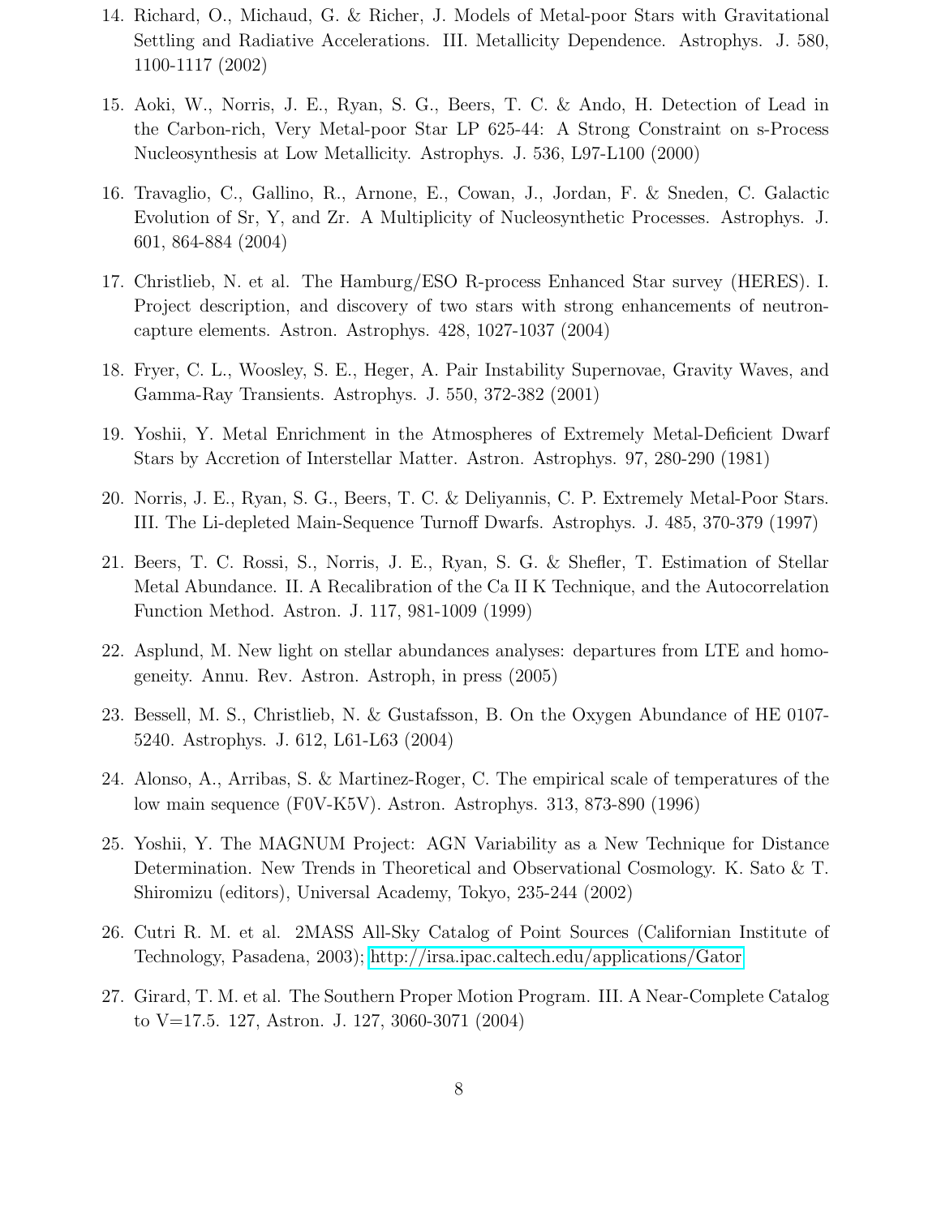14. Richard, O., Michaud, G. & Richer, J. Models of Metal-poor Stars with Gravitational Settling and Radiative Accelerations. III. Metallicity Dependence. Astrophys. J. 580, 1100-1117 (2002)

15. Aoki, W., Norris, J. E., Ryan, S. G., Beers, T. C. & Ando, H. Detection of Lead in the Carbon-rich, Very Metal-poor Star LP 625-44: A Strong Constraint on s-Process Nucleosynthesis at Low Metallicity. Astrophys. J. 536, L97-L100 (2000)

16. Travaglio, C., Gallino, R., Arnone, E., Cowan, J., Jordan, F. & Sneden, C. Galactic Evolution of Sr, Y, and Zr. A Multiplicity of Nucleosynthetic Processes. Astrophys. J. 601, 864-884 (2004)

17. Christlieb, N. et al. The Hamburg/ESO R-process Enhanced Star survey (HERES). I. Project description, and discovery of two stars with strong enhancements of neutron-capture elements. Astron. Astrophys. 428, 1027-1037 (2004)

18. Fryer, C. L., Woosley, S. E., Heger, A. Pair Instability Supernovae, Gravity Waves, and Gamma-Ray Transients. Astrophys. J. 550, 372-382 (2001)

19. Yoshii, Y. Metal Enrichment in the Atmospheres of Extremely Metal-Deficient Dwarf Stars by Accretion of Interstellar Matter. Astron. Astrophys. 97, 280-290 (1981)

20. Norris, J. E., Ryan, S. G., Beers, T. C. & Deliyannis, C. P. Extremely Metal-Poor Stars. III. The Li-depleted Main-Sequence Turnoff Dwarfs. Astrophys. J. 485, 370-379 (1997)

21. Beers, T. C. Rossi, S., Norris, J. E., Ryan, S. G. & Shefler, T. Estimation of Stellar Metal Abundance. II. A Recalibration of the Ca II K Technique, and the Autocorrelation Function Method. Astron. J. 117, 981-1009 (1999)

22. Asplund, M. New light on stellar abundances analyses: departures from LTE and homogeneity. Annu. Rev. Astron. Astroph, in press (2005)

23. Bessell, M. S., Christlieb, N. & Gustafsson, B. On the Oxygen Abundance of HE 0107-5240. Astrophys. J. 612, L61-L63 (2004)

24. Alonso, A., Arribas, S. & Martinez-Roger, C. The empirical scale of temperatures of the low main sequence (F0V-K5V). Astron. Astrophys. 313, 873-890 (1996)

25. Yoshii, Y. The MAGNUM Project: AGN Variability as a New Technique for Distance Determination. New Trends in Theoretical and Observational Cosmology. K. Sato & T. Shiromizu (editors), Universal Academy, Tokyo, 235-244 (2002)

26. Cutri R. M. et al. 2MASS All-Sky Catalog of Point Sources (Californian Institute of Technology, Pasadena, 2003); http://irsa.ipac.caltech.edu/applications/Gator

27. Girard, T. M. et al. The Southern Proper Motion Program. III. A Near-Complete Catalog to V=17.5. 127, Astron. J. 127, 3060-3071 (2004)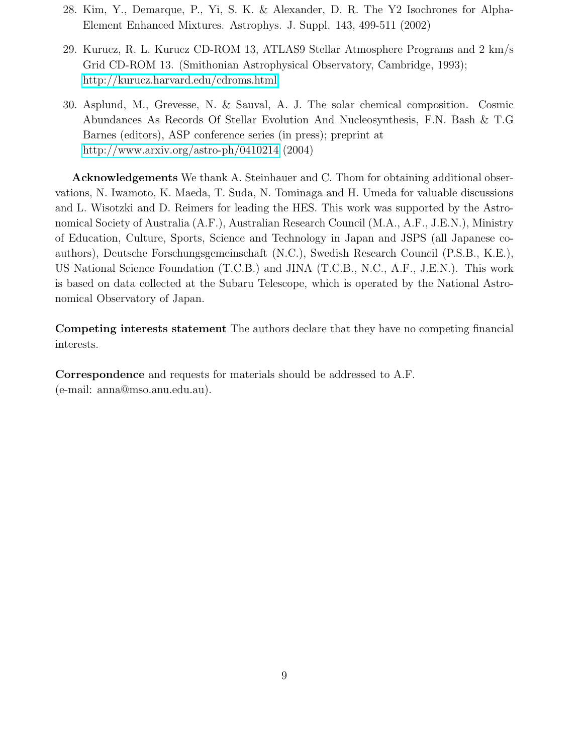28. Kim, Y., Demarque, P., Yi, S. K. & Alexander, D. R. The Y2 Isochrones for Alpha-Element Enhanced Mixtures. Astrophys. J. Suppl. 143, 499-511 (2002)

29. Kurucz, R. L. Kurucz CD-ROM 13, ATLAS9 Stellar Atmosphere Programs and 2 km/s Grid CD-ROM 13. (Smithonian Astrophysical Observatory, Cambridge, 1993); http://kurucz.harvard.edu/cdroms.html

30. Asplund, M., Grevesse, N. & Sauval, A. J. The solar chemical composition. Cosmic Abundances As Records Of Stellar Evolution And Nucleosynthesis, F.N. Bash & T.G Barnes (editors), ASP conference series (in press); preprint at http://www.arxiv.org/astro-ph/0410214 (2004)

**Acknowledgements** We thank A. Steinhauer and C. Thom for obtaining additional observations, N. Iwamoto, K. Maeda, T. Suda, N. Tominaga and H. Umeda for valuable discussions and L. Wisotzki and D. Reimers for leading the HES. This work was supported by the Astronomical Society of Australia (A.F.), Australian Research Council (M.A., A.F., J.E.N.), Ministry of Education, Culture, Sports, Science and Technology in Japan and JSPS (all Japanese coauthors), Deutsche Forschungsgemeinschaft (N.C.), Swedish Research Council (P.S.B., K.E.), US National Science Foundation (T.C.B.) and JINA (T.C.B., N.C., A.F., J.E.N.). This work is based on data collected at the Subaru Telescope, which is operated by the National Astronomical Observatory of Japan.

**Competing interests statement** The authors declare that they have no competing financial interests.

**Correspondence** and requests for materials should be addressed to A.F.
(e-mail: anna@mso.anu.edu.au).